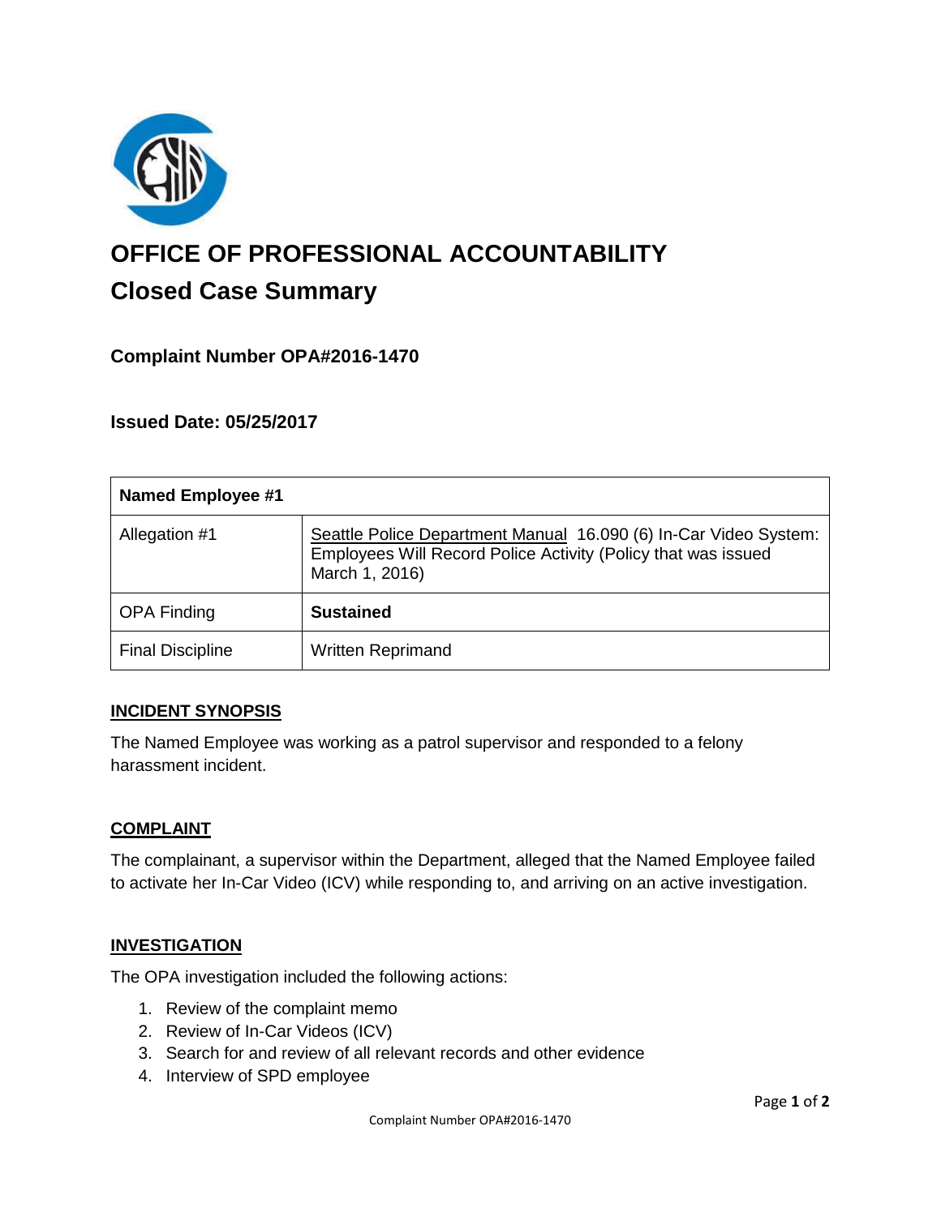# OFFICE OF PROFESSIONAL ACCOUNTABILITY

## Closed Case Summary

### Complaint Number OPA#2016-1470

### Issued Date: 05/25/2017

| Named Employee #1 | |
|---|---|
| Allegation #1 | Seattle Police Department Manual 16.090 (6) In-Car Video System: Employees Will Record Police Activity (Policy that was issued March 1, 2016) |
| OPA Finding | **Sustained** |
| Final Discipline | Written Reprimand |

**INCIDENT SYNOPSIS**

The Named Employee was working as a patrol supervisor and responded to a felony harassment incident.

**COMPLAINT**

The complainant, a supervisor within the Department, alleged that the Named Employee failed to activate her In-Car Video (ICV) while responding to, and arriving on an active investigation.

**INVESTIGATION**

The OPA investigation included the following actions:

1. Review of the complaint memo
2. Review of In-Car Videos (ICV)
3. Search for and review of all relevant records and other evidence
4. Interview of SPD employee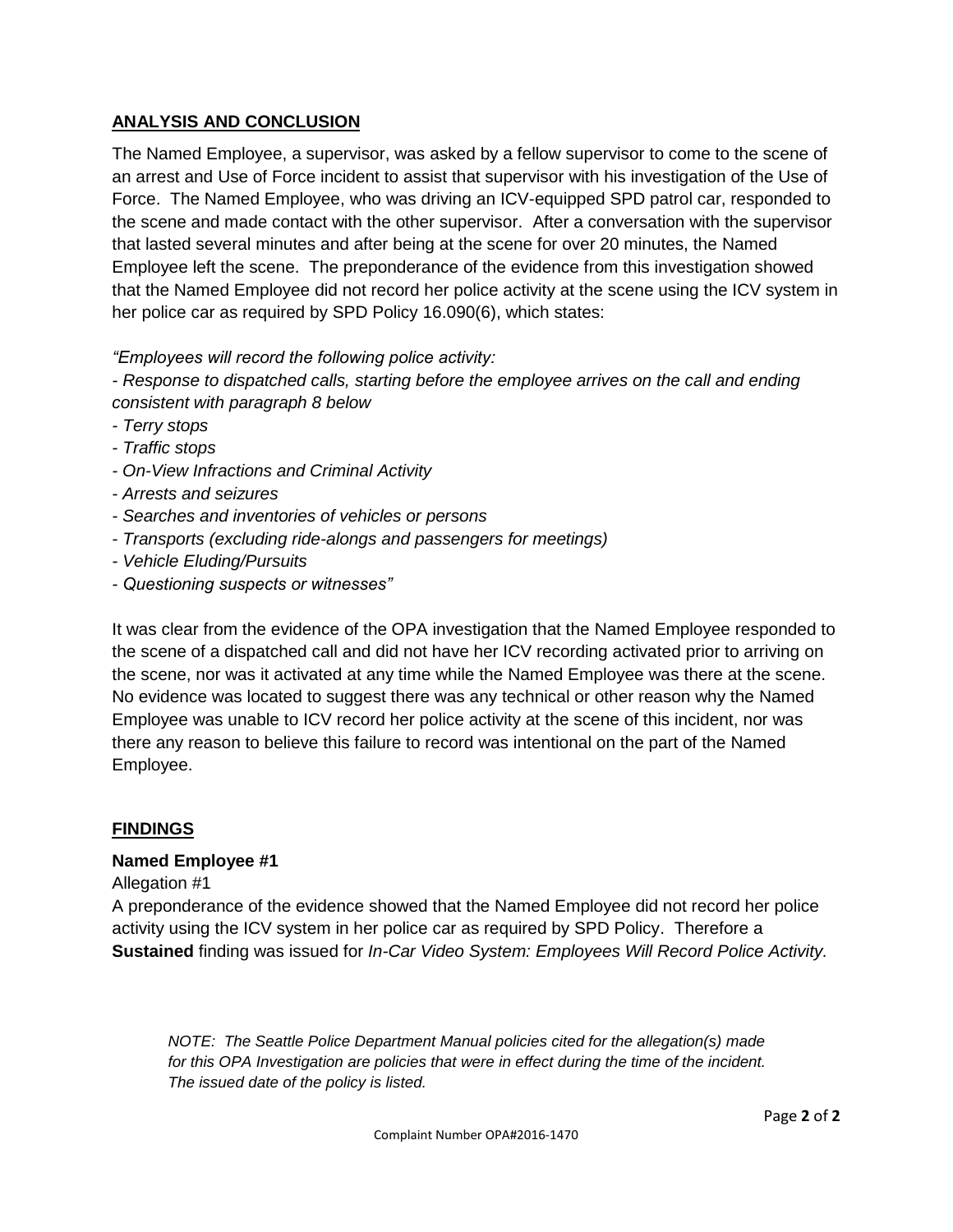## ANALYSIS AND CONCLUSION

The Named Employee, a supervisor, was asked by a fellow supervisor to come to the scene of an arrest and Use of Force incident to assist that supervisor with his investigation of the Use of Force. The Named Employee, who was driving an ICV-equipped SPD patrol car, responded to the scene and made contact with the other supervisor. After a conversation with the supervisor that lasted several minutes and after being at the scene for over 20 minutes, the Named Employee left the scene. The preponderance of the evidence from this investigation showed that the Named Employee did not record her police activity at the scene using the ICV system in her police car as required by SPD Policy 16.090(6), which states:

*"Employees will record the following police activity:*

*- Response to dispatched calls, starting before the employee arrives on the call and ending consistent with paragraph 8 below*
*- Terry stops*
*- Traffic stops*
*- On-View Infractions and Criminal Activity*
*- Arrests and seizures*
*- Searches and inventories of vehicles or persons*
*- Transports (excluding ride-alongs and passengers for meetings)*
*- Vehicle Eluding/Pursuits*
*- Questioning suspects or witnesses"*

It was clear from the evidence of the OPA investigation that the Named Employee responded to the scene of a dispatched call and did not have her ICV recording activated prior to arriving on the scene, nor was it activated at any time while the Named Employee was there at the scene. No evidence was located to suggest there was any technical or other reason why the Named Employee was unable to ICV record her police activity at the scene of this incident, nor was there any reason to believe this failure to record was intentional on the part of the Named Employee.

## FINDINGS

**Named Employee #1**

Allegation #1

A preponderance of the evidence showed that the Named Employee did not record her police activity using the ICV system in her police car as required by SPD Policy. Therefore a **Sustained** finding was issued for *In-Car Video System: Employees Will Record Police Activity.*

*NOTE: The Seattle Police Department Manual policies cited for the allegation(s) made for this OPA Investigation are policies that were in effect during the time of the incident. The issued date of the policy is listed.*

Complaint Number OPA#2016-1470